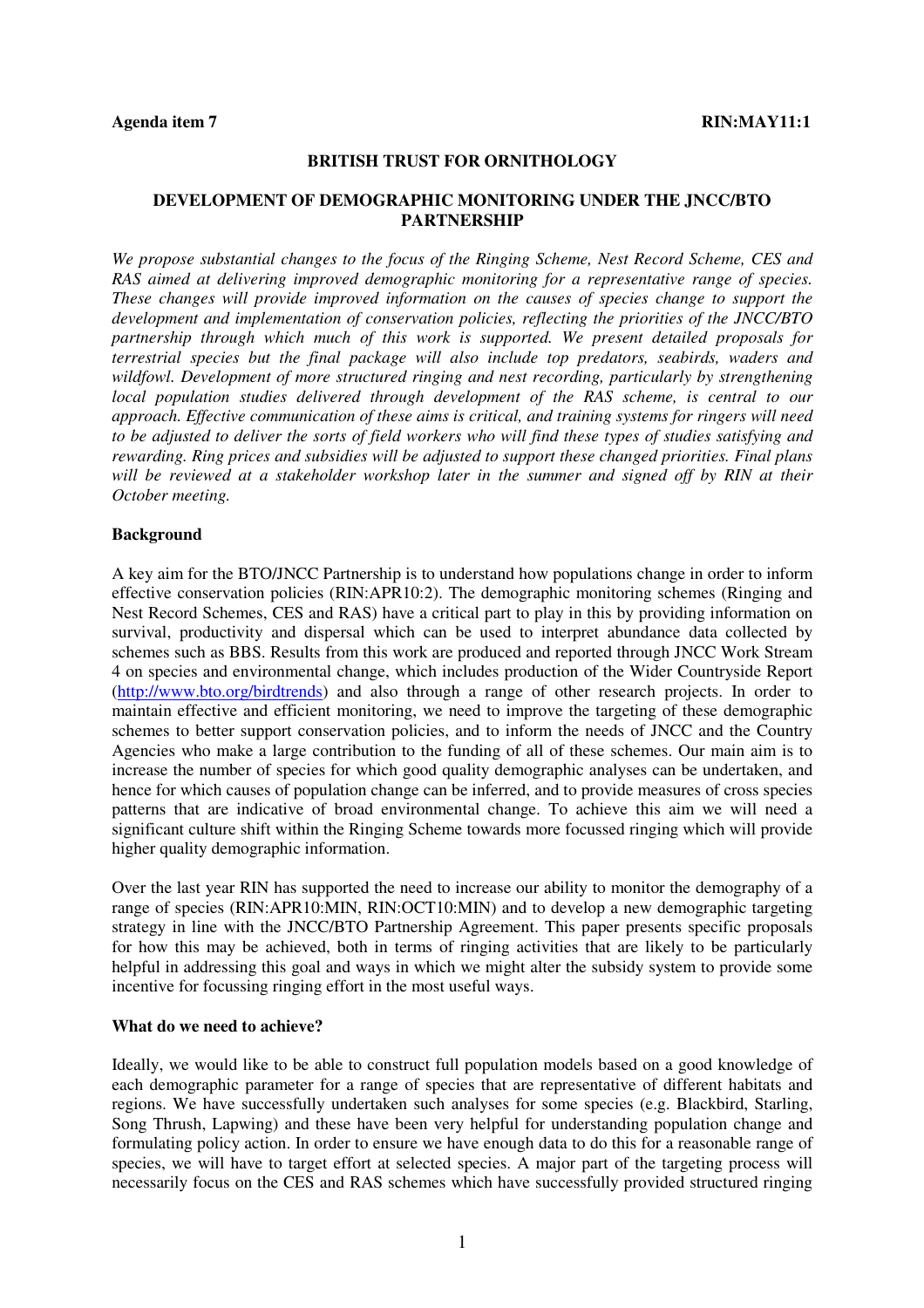**Agenda item 7** **RIN:MAY11:1**

**BRITISH TRUST FOR ORNITHOLOGY**

**DEVELOPMENT OF DEMOGRAPHIC MONITORING UNDER THE JNCC/BTO PARTNERSHIP**

*We propose substantial changes to the focus of the Ringing Scheme, Nest Record Scheme, CES and RAS aimed at delivering improved demographic monitoring for a representative range of species. These changes will provide improved information on the causes of species change to support the development and implementation of conservation policies, reflecting the priorities of the JNCC/BTO partnership through which much of this work is supported. We present detailed proposals for terrestrial species but the final package will also include top predators, seabirds, waders and wildfowl. Development of more structured ringing and nest recording, particularly by strengthening local population studies delivered through development of the RAS scheme, is central to our approach. Effective communication of these aims is critical, and training systems for ringers will need to be adjusted to deliver the sorts of field workers who will find these types of studies satisfying and rewarding. Ring prices and subsidies will be adjusted to support these changed priorities. Final plans will be reviewed at a stakeholder workshop later in the summer and signed off by RIN at their October meeting.*

**Background**

A key aim for the BTO/JNCC Partnership is to understand how populations change in order to inform effective conservation policies (RIN:APR10:2). The demographic monitoring schemes (Ringing and Nest Record Schemes, CES and RAS) have a critical part to play in this by providing information on survival, productivity and dispersal which can be used to interpret abundance data collected by schemes such as BBS. Results from this work are produced and reported through JNCC Work Stream 4 on species and environmental change, which includes production of the Wider Countryside Report (http://www.bto.org/birdtrends) and also through a range of other research projects. In order to maintain effective and efficient monitoring, we need to improve the targeting of these demographic schemes to better support conservation policies, and to inform the needs of JNCC and the Country Agencies who make a large contribution to the funding of all of these schemes. Our main aim is to increase the number of species for which good quality demographic analyses can be undertaken, and hence for which causes of population change can be inferred, and to provide measures of cross species patterns that are indicative of broad environmental change. To achieve this aim we will need a significant culture shift within the Ringing Scheme towards more focussed ringing which will provide higher quality demographic information.

Over the last year RIN has supported the need to increase our ability to monitor the demography of a range of species (RIN:APR10:MIN, RIN:OCT10:MIN) and to develop a new demographic targeting strategy in line with the JNCC/BTO Partnership Agreement. This paper presents specific proposals for how this may be achieved, both in terms of ringing activities that are likely to be particularly helpful in addressing this goal and ways in which we might alter the subsidy system to provide some incentive for focussing ringing effort in the most useful ways.

**What do we need to achieve?**

Ideally, we would like to be able to construct full population models based on a good knowledge of each demographic parameter for a range of species that are representative of different habitats and regions. We have successfully undertaken such analyses for some species (e.g. Blackbird, Starling, Song Thrush, Lapwing) and these have been very helpful for understanding population change and formulating policy action. In order to ensure we have enough data to do this for a reasonable range of species, we will have to target effort at selected species. A major part of the targeting process will necessarily focus on the CES and RAS schemes which have successfully provided structured ringing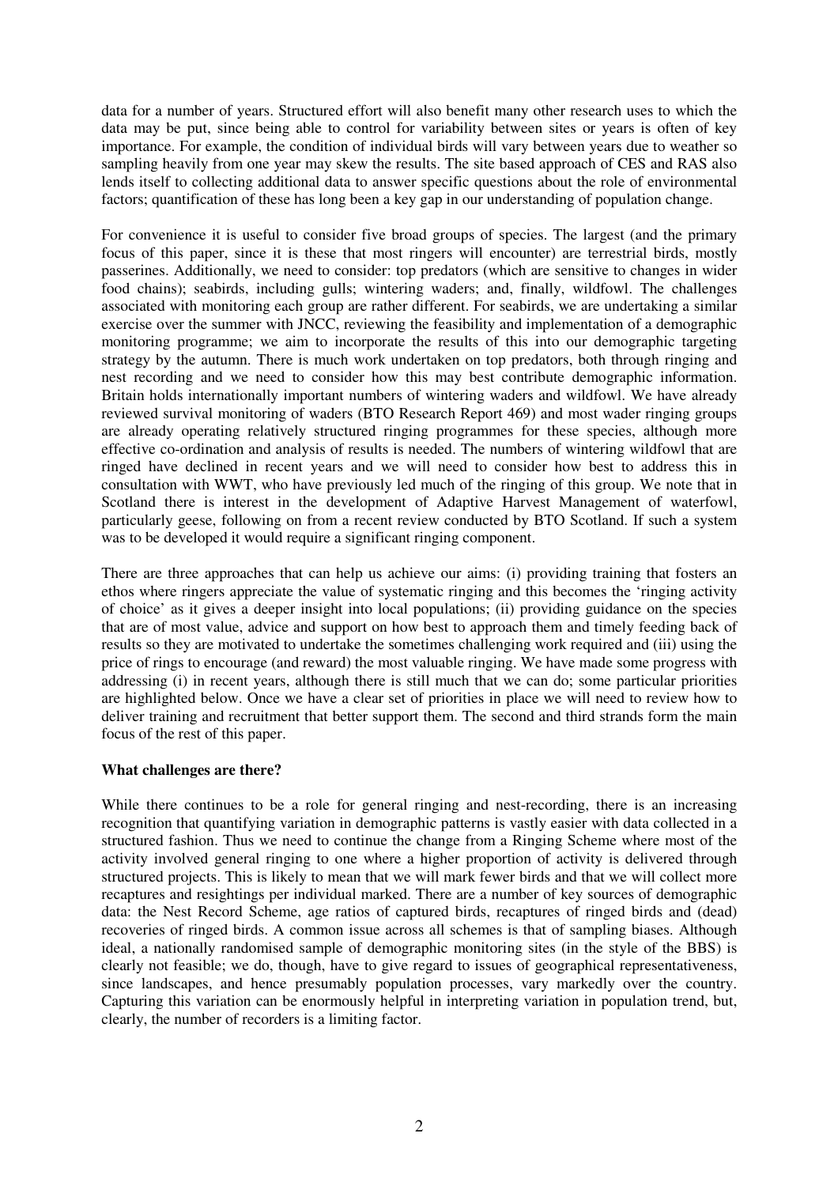data for a number of years. Structured effort will also benefit many other research uses to which the data may be put, since being able to control for variability between sites or years is often of key importance. For example, the condition of individual birds will vary between years due to weather so sampling heavily from one year may skew the results. The site based approach of CES and RAS also lends itself to collecting additional data to answer specific questions about the role of environmental factors; quantification of these has long been a key gap in our understanding of population change.

For convenience it is useful to consider five broad groups of species. The largest (and the primary focus of this paper, since it is these that most ringers will encounter) are terrestrial birds, mostly passerines. Additionally, we need to consider: top predators (which are sensitive to changes in wider food chains); seabirds, including gulls; wintering waders; and, finally, wildfowl. The challenges associated with monitoring each group are rather different. For seabirds, we are undertaking a similar exercise over the summer with JNCC, reviewing the feasibility and implementation of a demographic monitoring programme; we aim to incorporate the results of this into our demographic targeting strategy by the autumn. There is much work undertaken on top predators, both through ringing and nest recording and we need to consider how this may best contribute demographic information. Britain holds internationally important numbers of wintering waders and wildfowl. We have already reviewed survival monitoring of waders (BTO Research Report 469) and most wader ringing groups are already operating relatively structured ringing programmes for these species, although more effective co-ordination and analysis of results is needed. The numbers of wintering wildfowl that are ringed have declined in recent years and we will need to consider how best to address this in consultation with WWT, who have previously led much of the ringing of this group. We note that in Scotland there is interest in the development of Adaptive Harvest Management of waterfowl, particularly geese, following on from a recent review conducted by BTO Scotland. If such a system was to be developed it would require a significant ringing component.

There are three approaches that can help us achieve our aims: (i) providing training that fosters an ethos where ringers appreciate the value of systematic ringing and this becomes the 'ringing activity of choice' as it gives a deeper insight into local populations; (ii) providing guidance on the species that are of most value, advice and support on how best to approach them and timely feeding back of results so they are motivated to undertake the sometimes challenging work required and (iii) using the price of rings to encourage (and reward) the most valuable ringing. We have made some progress with addressing (i) in recent years, although there is still much that we can do; some particular priorities are highlighted below. Once we have a clear set of priorities in place we will need to review how to deliver training and recruitment that better support them. The second and third strands form the main focus of the rest of this paper.

**What challenges are there?**

While there continues to be a role for general ringing and nest-recording, there is an increasing recognition that quantifying variation in demographic patterns is vastly easier with data collected in a structured fashion. Thus we need to continue the change from a Ringing Scheme where most of the activity involved general ringing to one where a higher proportion of activity is delivered through structured projects. This is likely to mean that we will mark fewer birds and that we will collect more recaptures and resightings per individual marked. There are a number of key sources of demographic data: the Nest Record Scheme, age ratios of captured birds, recaptures of ringed birds and (dead) recoveries of ringed birds. A common issue across all schemes is that of sampling biases. Although ideal, a nationally randomised sample of demographic monitoring sites (in the style of the BBS) is clearly not feasible; we do, though, have to give regard to issues of geographical representativeness, since landscapes, and hence presumably population processes, vary markedly over the country. Capturing this variation can be enormously helpful in interpreting variation in population trend, but, clearly, the number of recorders is a limiting factor.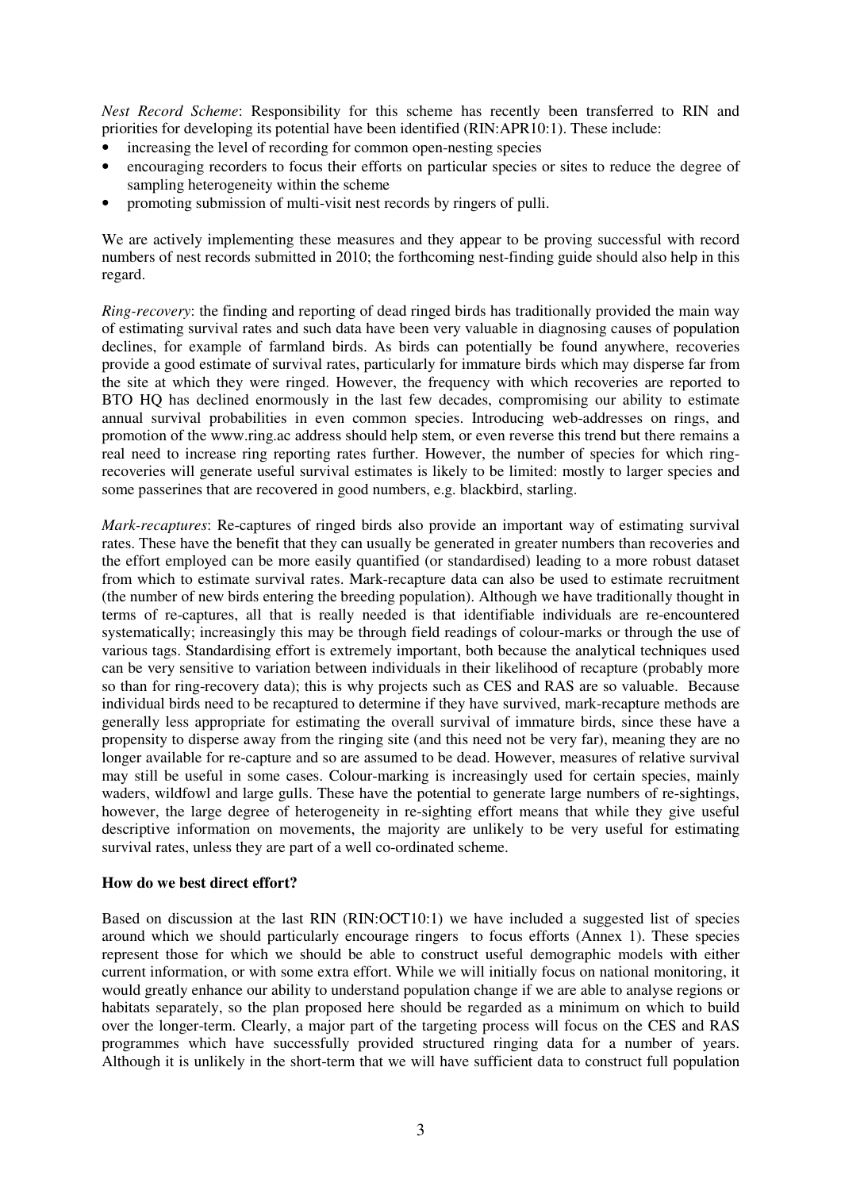*Nest Record Scheme*: Responsibility for this scheme has recently been transferred to RIN and priorities for developing its potential have been identified (RIN:APR10:1). These include:

- increasing the level of recording for common open-nesting species
- encouraging recorders to focus their efforts on particular species or sites to reduce the degree of sampling heterogeneity within the scheme
- promoting submission of multi-visit nest records by ringers of pulli.

We are actively implementing these measures and they appear to be proving successful with record numbers of nest records submitted in 2010; the forthcoming nest-finding guide should also help in this regard.

*Ring-recovery*: the finding and reporting of dead ringed birds has traditionally provided the main way of estimating survival rates and such data have been very valuable in diagnosing causes of population declines, for example of farmland birds. As birds can potentially be found anywhere, recoveries provide a good estimate of survival rates, particularly for immature birds which may disperse far from the site at which they were ringed. However, the frequency with which recoveries are reported to BTO HQ has declined enormously in the last few decades, compromising our ability to estimate annual survival probabilities in even common species. Introducing web-addresses on rings, and promotion of the www.ring.ac address should help stem, or even reverse this trend but there remains a real need to increase ring reporting rates further. However, the number of species for which ring-recoveries will generate useful survival estimates is likely to be limited: mostly to larger species and some passerines that are recovered in good numbers, e.g. blackbird, starling.

*Mark-recaptures*: Re-captures of ringed birds also provide an important way of estimating survival rates. These have the benefit that they can usually be generated in greater numbers than recoveries and the effort employed can be more easily quantified (or standardised) leading to a more robust dataset from which to estimate survival rates. Mark-recapture data can also be used to estimate recruitment (the number of new birds entering the breeding population). Although we have traditionally thought in terms of re-captures, all that is really needed is that identifiable individuals are re-encountered systematically; increasingly this may be through field readings of colour-marks or through the use of various tags. Standardising effort is extremely important, both because the analytical techniques used can be very sensitive to variation between individuals in their likelihood of recapture (probably more so than for ring-recovery data); this is why projects such as CES and RAS are so valuable. Because individual birds need to be recaptured to determine if they have survived, mark-recapture methods are generally less appropriate for estimating the overall survival of immature birds, since these have a propensity to disperse away from the ringing site (and this need not be very far), meaning they are no longer available for re-capture and so are assumed to be dead. However, measures of relative survival may still be useful in some cases. Colour-marking is increasingly used for certain species, mainly waders, wildfowl and large gulls. These have the potential to generate large numbers of re-sightings, however, the large degree of heterogeneity in re-sighting effort means that while they give useful descriptive information on movements, the majority are unlikely to be very useful for estimating survival rates, unless they are part of a well co-ordinated scheme.

**How do we best direct effort?**

Based on discussion at the last RIN (RIN:OCT10:1) we have included a suggested list of species around which we should particularly encourage ringers to focus efforts (Annex 1). These species represent those for which we should be able to construct useful demographic models with either current information, or with some extra effort. While we will initially focus on national monitoring, it would greatly enhance our ability to understand population change if we are able to analyse regions or habitats separately, so the plan proposed here should be regarded as a minimum on which to build over the longer-term. Clearly, a major part of the targeting process will focus on the CES and RAS programmes which have successfully provided structured ringing data for a number of years. Although it is unlikely in the short-term that we will have sufficient data to construct full population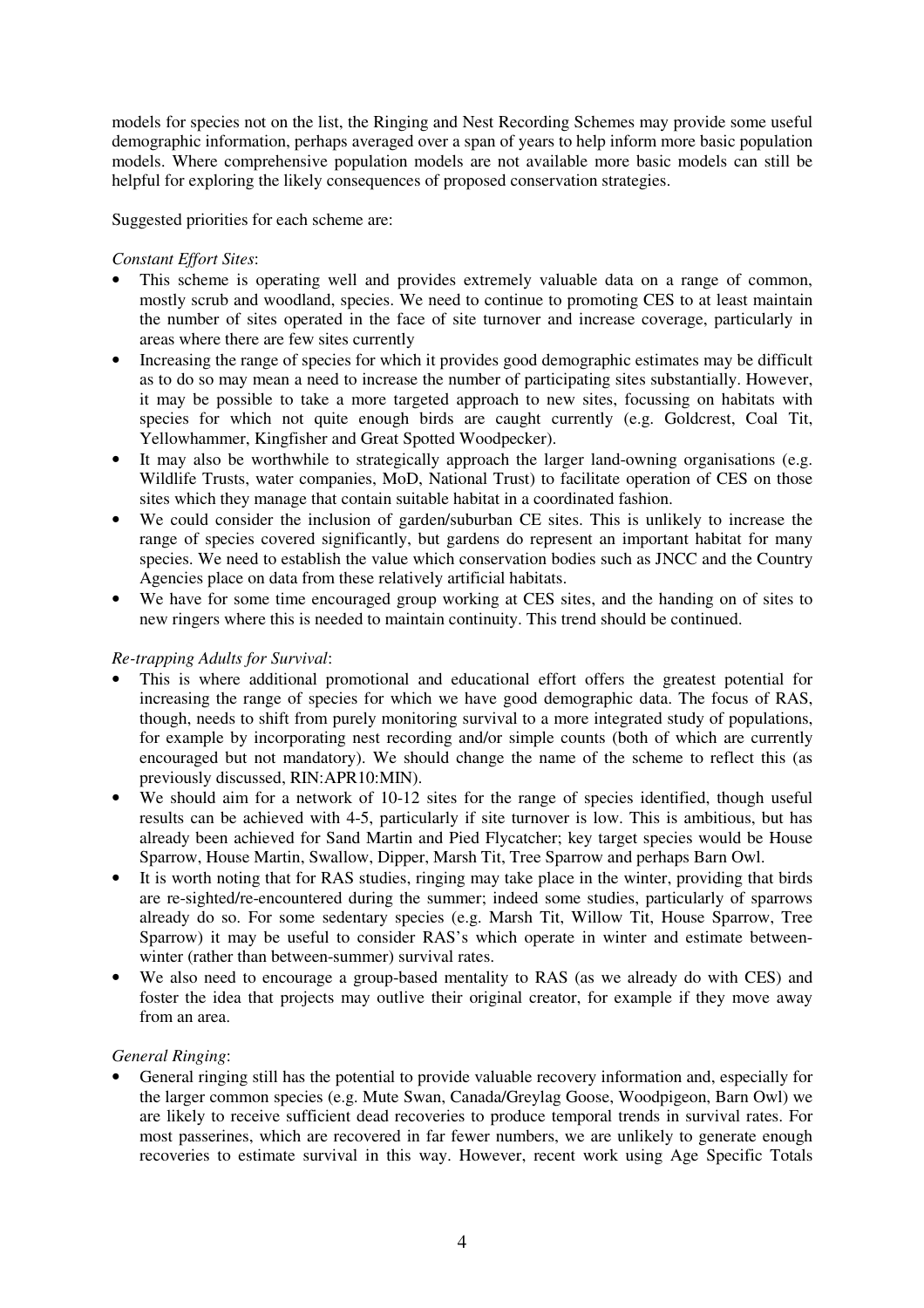models for species not on the list, the Ringing and Nest Recording Schemes may provide some useful demographic information, perhaps averaged over a span of years to help inform more basic population models. Where comprehensive population models are not available more basic models can still be helpful for exploring the likely consequences of proposed conservation strategies.

Suggested priorities for each scheme are:

*Constant Effort Sites*:

- This scheme is operating well and provides extremely valuable data on a range of common, mostly scrub and woodland, species. We need to continue to promoting CES to at least maintain the number of sites operated in the face of site turnover and increase coverage, particularly in areas where there are few sites currently
- Increasing the range of species for which it provides good demographic estimates may be difficult as to do so may mean a need to increase the number of participating sites substantially. However, it may be possible to take a more targeted approach to new sites, focussing on habitats with species for which not quite enough birds are caught currently (e.g. Goldcrest, Coal Tit, Yellowhammer, Kingfisher and Great Spotted Woodpecker).
- It may also be worthwhile to strategically approach the larger land-owning organisations (e.g. Wildlife Trusts, water companies, MoD, National Trust) to facilitate operation of CES on those sites which they manage that contain suitable habitat in a coordinated fashion.
- We could consider the inclusion of garden/suburban CE sites. This is unlikely to increase the range of species covered significantly, but gardens do represent an important habitat for many species. We need to establish the value which conservation bodies such as JNCC and the Country Agencies place on data from these relatively artificial habitats.
- We have for some time encouraged group working at CES sites, and the handing on of sites to new ringers where this is needed to maintain continuity. This trend should be continued.

*Re-trapping Adults for Survival*:

- This is where additional promotional and educational effort offers the greatest potential for increasing the range of species for which we have good demographic data. The focus of RAS, though, needs to shift from purely monitoring survival to a more integrated study of populations, for example by incorporating nest recording and/or simple counts (both of which are currently encouraged but not mandatory). We should change the name of the scheme to reflect this (as previously discussed, RIN:APR10:MIN).
- We should aim for a network of 10-12 sites for the range of species identified, though useful results can be achieved with 4-5, particularly if site turnover is low. This is ambitious, but has already been achieved for Sand Martin and Pied Flycatcher; key target species would be House Sparrow, House Martin, Swallow, Dipper, Marsh Tit, Tree Sparrow and perhaps Barn Owl.
- It is worth noting that for RAS studies, ringing may take place in the winter, providing that birds are re-sighted/re-encountered during the summer; indeed some studies, particularly of sparrows already do so. For some sedentary species (e.g. Marsh Tit, Willow Tit, House Sparrow, Tree Sparrow) it may be useful to consider RAS's which operate in winter and estimate between-winter (rather than between-summer) survival rates.
- We also need to encourage a group-based mentality to RAS (as we already do with CES) and foster the idea that projects may outlive their original creator, for example if they move away from an area.

*General Ringing*:

- General ringing still has the potential to provide valuable recovery information and, especially for the larger common species (e.g. Mute Swan, Canada/Greylag Goose, Woodpigeon, Barn Owl) we are likely to receive sufficient dead recoveries to produce temporal trends in survival rates. For most passerines, which are recovered in far fewer numbers, we are unlikely to generate enough recoveries to estimate survival in this way. However, recent work using Age Specific Totals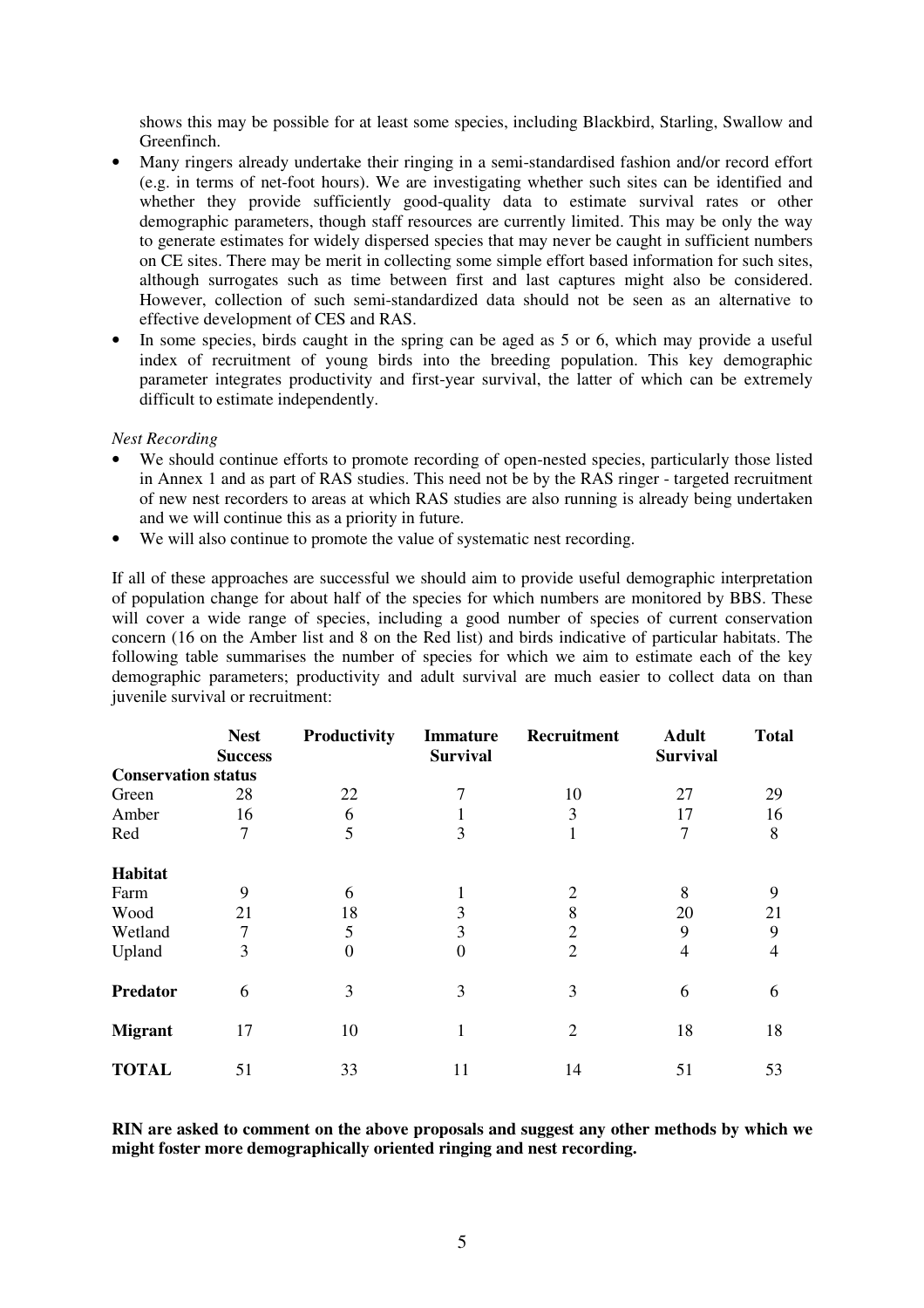shows this may be possible for at least some species, including Blackbird, Starling, Swallow and Greenfinch.

- Many ringers already undertake their ringing in a semi-standardised fashion and/or record effort (e.g. in terms of net-foot hours). We are investigating whether such sites can be identified and whether they provide sufficiently good-quality data to estimate survival rates or other demographic parameters, though staff resources are currently limited. This may be only the way to generate estimates for widely dispersed species that may never be caught in sufficient numbers on CE sites. There may be merit in collecting some simple effort based information for such sites, although surrogates such as time between first and last captures might also be considered. However, collection of such semi-standardized data should not be seen as an alternative to effective development of CES and RAS.
- In some species, birds caught in the spring can be aged as 5 or 6, which may provide a useful index of recruitment of young birds into the breeding population. This key demographic parameter integrates productivity and first-year survival, the latter of which can be extremely difficult to estimate independently.

*Nest Recording*

- We should continue efforts to promote recording of open-nested species, particularly those listed in Annex 1 and as part of RAS studies. This need not be by the RAS ringer - targeted recruitment of new nest recorders to areas at which RAS studies are also running is already being undertaken and we will continue this as a priority in future.
- We will also continue to promote the value of systematic nest recording.

If all of these approaches are successful we should aim to provide useful demographic interpretation of population change for about half of the species for which numbers are monitored by BBS. These will cover a wide range of species, including a good number of species of current conservation concern (16 on the Amber list and 8 on the Red list) and birds indicative of particular habitats. The following table summarises the number of species for which we aim to estimate each of the key demographic parameters; productivity and adult survival are much easier to collect data on than juvenile survival or recruitment:

| | **Nest Success** | **Productivity** | **Immature Survival** | **Recruitment** | **Adult Survival** | **Total** |
|---|---|---|---|---|---|---|
| **Conservation status** | | | | | | |
| Green | 28 | 22 | 7 | 10 | 27 | 29 |
| Amber | 16 | 6 | 1 | 3 | 17 | 16 |
| Red | 7 | 5 | 3 | 1 | 7 | 8 |
| **Habitat** | | | | | | |
| Farm | 9 | 6 | 1 | 2 | 8 | 9 |
| Wood | 21 | 18 | 3 | 8 | 20 | 21 |
| Wetland | 7 | 5 | 3 | 2 | 9 | 9 |
| Upland | 3 | 0 | 0 | 2 | 4 | 4 |
| **Predator** | 6 | 3 | 3 | 3 | 6 | 6 |
| **Migrant** | 17 | 10 | 1 | 2 | 18 | 18 |
| **TOTAL** | 51 | 33 | 11 | 14 | 51 | 53 |

**RIN are asked to comment on the above proposals and suggest any other methods by which we might foster more demographically oriented ringing and nest recording.**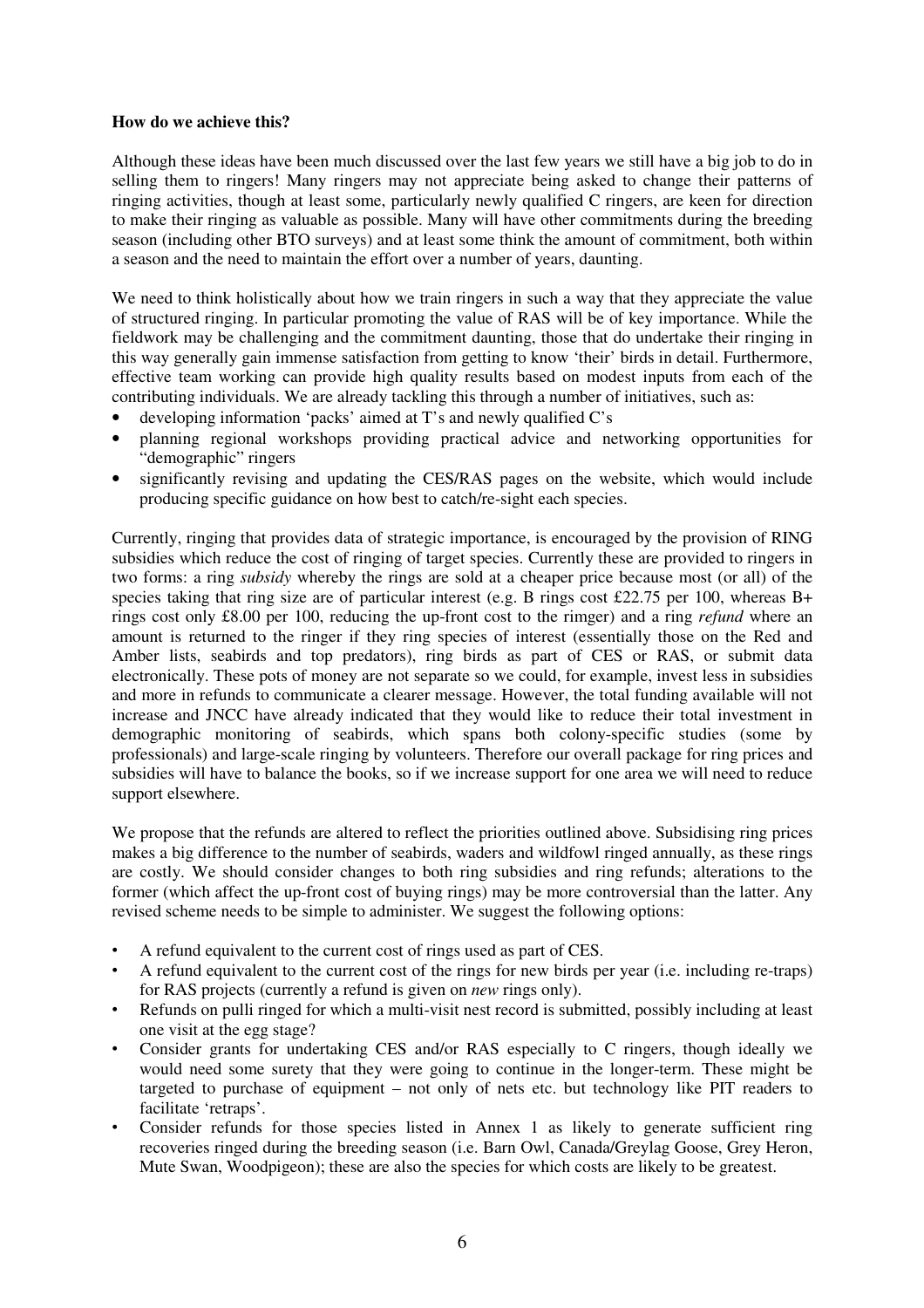**How do we achieve this?**

Although these ideas have been much discussed over the last few years we still have a big job to do in selling them to ringers! Many ringers may not appreciate being asked to change their patterns of ringing activities, though at least some, particularly newly qualified C ringers, are keen for direction to make their ringing as valuable as possible. Many will have other commitments during the breeding season (including other BTO surveys) and at least some think the amount of commitment, both within a season and the need to maintain the effort over a number of years, daunting.

We need to think holistically about how we train ringers in such a way that they appreciate the value of structured ringing. In particular promoting the value of RAS will be of key importance. While the fieldwork may be challenging and the commitment daunting, those that do undertake their ringing in this way generally gain immense satisfaction from getting to know 'their' birds in detail. Furthermore, effective team working can provide high quality results based on modest inputs from each of the contributing individuals. We are already tackling this through a number of initiatives, such as:

- developing information 'packs' aimed at T's and newly qualified C's
- planning regional workshops providing practical advice and networking opportunities for "demographic" ringers
- significantly revising and updating the CES/RAS pages on the website, which would include producing specific guidance on how best to catch/re-sight each species.

Currently, ringing that provides data of strategic importance, is encouraged by the provision of RING subsidies which reduce the cost of ringing of target species. Currently these are provided to ringers in two forms: a ring *subsidy* whereby the rings are sold at a cheaper price because most (or all) of the species taking that ring size are of particular interest (e.g. B rings cost £22.75 per 100, whereas B+ rings cost only £8.00 per 100, reducing the up-front cost to the rimger) and a ring *refund* where an amount is returned to the ringer if they ring species of interest (essentially those on the Red and Amber lists, seabirds and top predators), ring birds as part of CES or RAS, or submit data electronically. These pots of money are not separate so we could, for example, invest less in subsidies and more in refunds to communicate a clearer message. However, the total funding available will not increase and JNCC have already indicated that they would like to reduce their total investment in demographic monitoring of seabirds, which spans both colony-specific studies (some by professionals) and large-scale ringing by volunteers. Therefore our overall package for ring prices and subsidies will have to balance the books, so if we increase support for one area we will need to reduce support elsewhere.

We propose that the refunds are altered to reflect the priorities outlined above. Subsidising ring prices makes a big difference to the number of seabirds, waders and wildfowl ringed annually, as these rings are costly. We should consider changes to both ring subsidies and ring refunds; alterations to the former (which affect the up-front cost of buying rings) may be more controversial than the latter. Any revised scheme needs to be simple to administer. We suggest the following options:

- A refund equivalent to the current cost of rings used as part of CES.
- A refund equivalent to the current cost of the rings for new birds per year (i.e. including re-traps) for RAS projects (currently a refund is given on *new* rings only).
- Refunds on pulli ringed for which a multi-visit nest record is submitted, possibly including at least one visit at the egg stage?
- Consider grants for undertaking CES and/or RAS especially to C ringers, though ideally we would need some surety that they were going to continue in the longer-term. These might be targeted to purchase of equipment – not only of nets etc. but technology like PIT readers to facilitate 'retraps'.
- Consider refunds for those species listed in Annex 1 as likely to generate sufficient ring recoveries ringed during the breeding season (i.e. Barn Owl, Canada/Greylag Goose, Grey Heron, Mute Swan, Woodpigeon); these are also the species for which costs are likely to be greatest.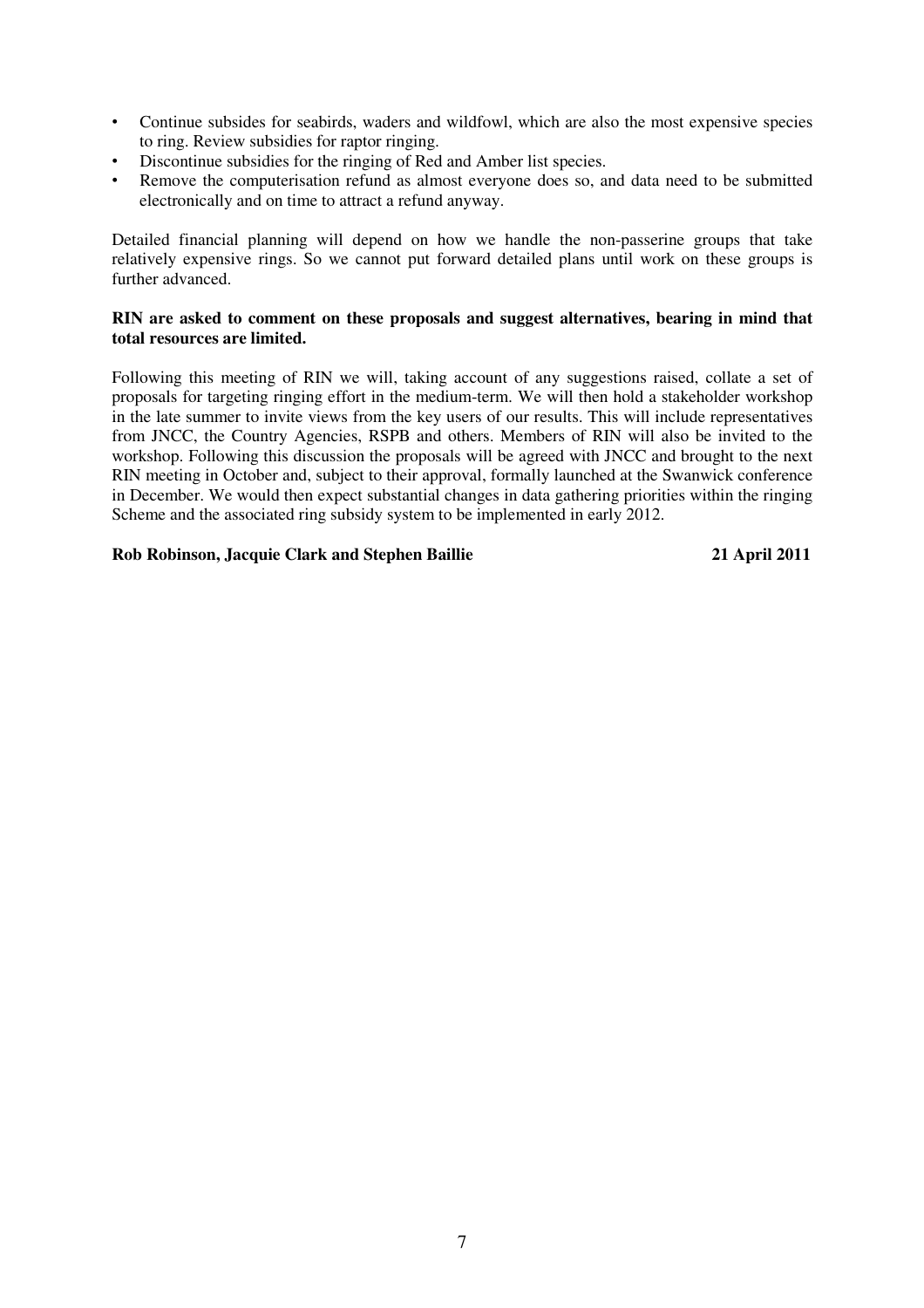- Continue subsides for seabirds, waders and wildfowl, which are also the most expensive species to ring. Review subsidies for raptor ringing.
- Discontinue subsidies for the ringing of Red and Amber list species.
- Remove the computerisation refund as almost everyone does so, and data need to be submitted electronically and on time to attract a refund anyway.

Detailed financial planning will depend on how we handle the non-passerine groups that take relatively expensive rings. So we cannot put forward detailed plans until work on these groups is further advanced.

**RIN are asked to comment on these proposals and suggest alternatives, bearing in mind that total resources are limited.**

Following this meeting of RIN we will, taking account of any suggestions raised, collate a set of proposals for targeting ringing effort in the medium-term. We will then hold a stakeholder workshop in the late summer to invite views from the key users of our results. This will include representatives from JNCC, the Country Agencies, RSPB and others. Members of RIN will also be invited to the workshop. Following this discussion the proposals will be agreed with JNCC and brought to the next RIN meeting in October and, subject to their approval, formally launched at the Swanwick conference in December. We would then expect substantial changes in data gathering priorities within the ringing Scheme and the associated ring subsidy system to be implemented in early 2012.

**Rob Robinson, Jacquie Clark and Stephen Baillie** **21 April 2011**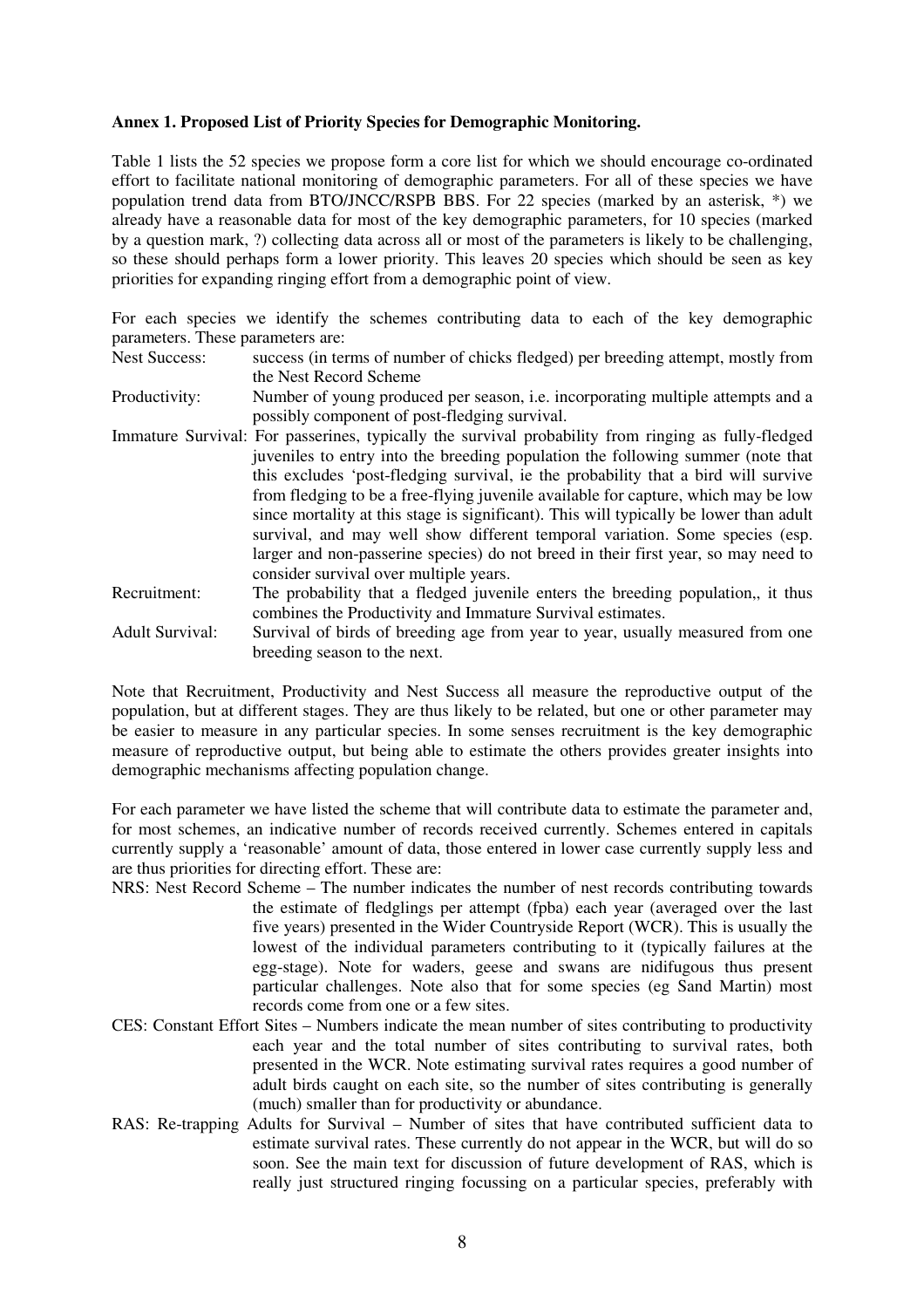**Annex 1. Proposed List of Priority Species for Demographic Monitoring.**

Table 1 lists the 52 species we propose form a core list for which we should encourage co-ordinated effort to facilitate national monitoring of demographic parameters. For all of these species we have population trend data from BTO/JNCC/RSPB BBS. For 22 species (marked by an asterisk, *) we already have a reasonable data for most of the key demographic parameters, for 10 species (marked by a question mark, ?) collecting data across all or most of the parameters is likely to be challenging, so these should perhaps form a lower priority. This leaves 20 species which should be seen as key priorities for expanding ringing effort from a demographic point of view.

For each species we identify the schemes contributing data to each of the key demographic parameters. These parameters are:

- Nest Success: success (in terms of number of chicks fledged) per breeding attempt, mostly from the Nest Record Scheme
- Productivity: Number of young produced per season, i.e. incorporating multiple attempts and a possibly component of post-fledging survival.
- Immature Survival: For passerines, typically the survival probability from ringing as fully-fledged juveniles to entry into the breeding population the following summer (note that this excludes 'post-fledging survival, ie the probability that a bird will survive from fledging to be a free-flying juvenile available for capture, which may be low since mortality at this stage is significant). This will typically be lower than adult survival, and may well show different temporal variation. Some species (esp. larger and non-passerine species) do not breed in their first year, so may need to consider survival over multiple years.
- Recruitment: The probability that a fledged juvenile enters the breeding population,, it thus combines the Productivity and Immature Survival estimates.
- Adult Survival: Survival of birds of breeding age from year to year, usually measured from one breeding season to the next.

Note that Recruitment, Productivity and Nest Success all measure the reproductive output of the population, but at different stages. They are thus likely to be related, but one or other parameter may be easier to measure in any particular species. In some senses recruitment is the key demographic measure of reproductive output, but being able to estimate the others provides greater insights into demographic mechanisms affecting population change.

For each parameter we have listed the scheme that will contribute data to estimate the parameter and, for most schemes, an indicative number of records received currently. Schemes entered in capitals currently supply a 'reasonable' amount of data, those entered in lower case currently supply less and are thus priorities for directing effort. These are:

- NRS: Nest Record Scheme – The number indicates the number of nest records contributing towards the estimate of fledglings per attempt (fpba) each year (averaged over the last five years) presented in the Wider Countryside Report (WCR). This is usually the lowest of the individual parameters contributing to it (typically failures at the egg-stage). Note for waders, geese and swans are nidifugous thus present particular challenges. Note also that for some species (eg Sand Martin) most records come from one or a few sites.
- CES: Constant Effort Sites – Numbers indicate the mean number of sites contributing to productivity each year and the total number of sites contributing to survival rates, both presented in the WCR. Note estimating survival rates requires a good number of adult birds caught on each site, so the number of sites contributing is generally (much) smaller than for productivity or abundance.
- RAS: Re-trapping Adults for Survival – Number of sites that have contributed sufficient data to estimate survival rates. These currently do not appear in the WCR, but will do so soon. See the main text for discussion of future development of RAS, which is really just structured ringing focussing on a particular species, preferably with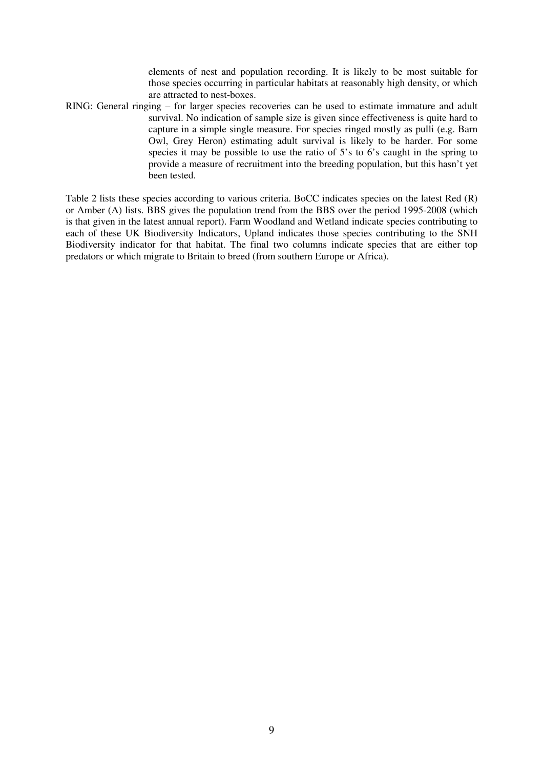elements of nest and population recording. It is likely to be most suitable for those species occurring in particular habitats at reasonably high density, or which are attracted to nest-boxes.

RING: General ringing – for larger species recoveries can be used to estimate immature and adult survival. No indication of sample size is given since effectiveness is quite hard to capture in a simple single measure. For species ringed mostly as pulli (e.g. Barn Owl, Grey Heron) estimating adult survival is likely to be harder. For some species it may be possible to use the ratio of 5's to 6's caught in the spring to provide a measure of recruitment into the breeding population, but this hasn't yet been tested.

Table 2 lists these species according to various criteria. BoCC indicates species on the latest Red (R) or Amber (A) lists. BBS gives the population trend from the BBS over the period 1995-2008 (which is that given in the latest annual report). Farm Woodland and Wetland indicate species contributing to each of these UK Biodiversity Indicators, Upland indicates those species contributing to the SNH Biodiversity indicator for that habitat. The final two columns indicate species that are either top predators or which migrate to Britain to breed (from southern Europe or Africa).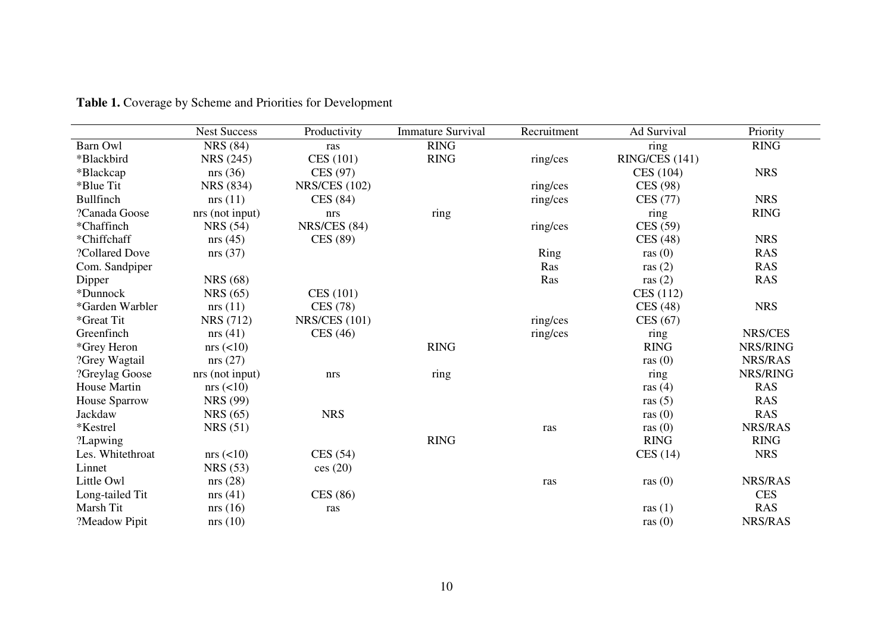**Table 1.** Coverage by Scheme and Priorities for Development

| | Nest Success | Productivity | Immature Survival | Recruitment | Ad Survival | Priority |
|---|---|---|---|---|---|---|
| Barn Owl | NRS (84) | ras | RING | | ring | RING |
| *Blackbird | NRS (245) | CES (101) | RING | ring/ces | RING/CES (141) | |
| *Blackcap | nrs (36) | CES (97) | | | CES (104) | NRS |
| *Blue Tit | NRS (834) | NRS/CES (102) | | ring/ces | CES (98) | |
| Bullfinch | nrs (11) | CES (84) | | ring/ces | CES (77) | NRS |
| ?Canada Goose | nrs (not input) | nrs | ring | | ring | RING |
| *Chaffinch | NRS (54) | NRS/CES (84) | | ring/ces | CES (59) | |
| *Chiffchaff | nrs (45) | CES (89) | | | CES (48) | NRS |
| ?Collared Dove | nrs (37) | | | Ring | ras (0) | RAS |
| Com. Sandpiper | | | | Ras | ras (2) | RAS |
| Dipper | NRS (68) | | | Ras | ras (2) | RAS |
| *Dunnock | NRS (65) | CES (101) | | | CES (112) | |
| *Garden Warbler | nrs (11) | CES (78) | | | CES (48) | NRS |
| *Great Tit | NRS (712) | NRS/CES (101) | | ring/ces | CES (67) | |
| Greenfinch | nrs (41) | CES (46) | | ring/ces | ring | NRS/CES |
| *Grey Heron | nrs (<10) | | RING | | RING | NRS/RING |
| ?Grey Wagtail | nrs (27) | | | | ras (0) | NRS/RAS |
| ?Greylag Goose | nrs (not input) | nrs | ring | | ring | NRS/RING |
| House Martin | nrs (<10) | | | | ras (4) | RAS |
| House Sparrow | NRS (99) | | | | ras (5) | RAS |
| Jackdaw | NRS (65) | NRS | | | ras (0) | RAS |
| *Kestrel | NRS (51) | | | ras | ras (0) | NRS/RAS |
| ?Lapwing | | | RING | | RING | RING |
| Les. Whitethroat | nrs (<10) | CES (54) | | | CES (14) | NRS |
| Linnet | NRS (53) | ces (20) | | | | |
| Little Owl | nrs (28) | | | ras | ras (0) | NRS/RAS |
| Long-tailed Tit | nrs (41) | CES (86) | | | | CES |
| Marsh Tit | nrs (16) | ras | | | ras (1) | RAS |
| ?Meadow Pipit | nrs (10) | | | | ras (0) | NRS/RAS |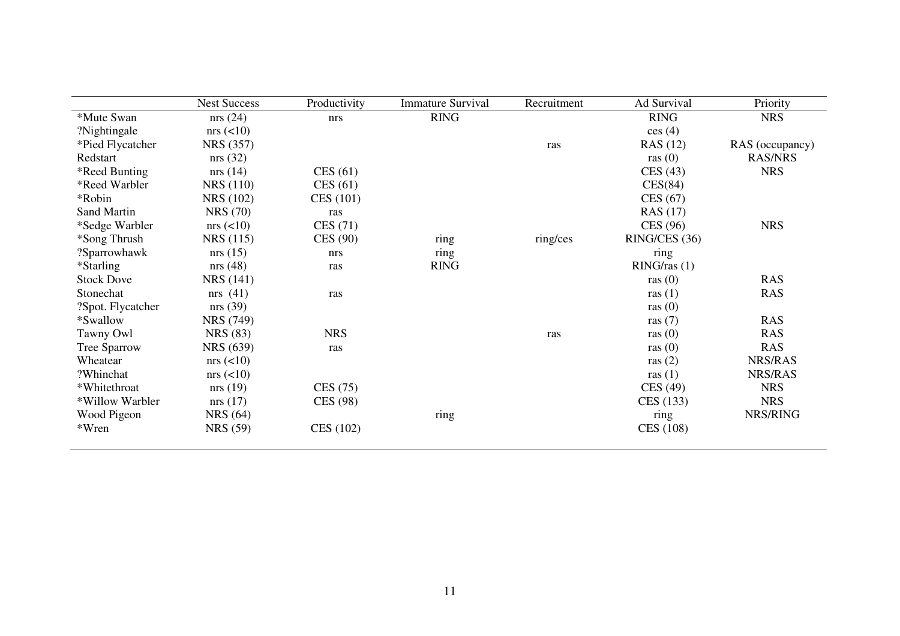| | Nest Success | Productivity | Immature Survival | Recruitment | Ad Survival | Priority |
|---|---|---|---|---|---|---|
| *Mute Swan | nrs (24) | nrs | RING | | RING | NRS |
| ?Nightingale | nrs (<10) | | | | ces (4) | |
| *Pied Flycatcher | NRS (357) | | | ras | RAS (12) | RAS (occupancy) |
| Redstart | nrs (32) | | | | ras (0) | RAS/NRS |
| *Reed Bunting | nrs (14) | CES (61) | | | CES (43) | NRS |
| *Reed Warbler | NRS (110) | CES (61) | | | CES(84) | |
| *Robin | NRS (102) | CES (101) | | | CES (67) | |
| Sand Martin | NRS (70) | ras | | | RAS (17) | |
| *Sedge Warbler | nrs (<10) | CES (71) | | | CES (96) | NRS |
| *Song Thrush | NRS (115) | CES (90) | ring | ring/ces | RING/CES (36) | |
| ?Sparrowhawk | nrs (15) | nrs | ring | | ring | |
| *Starling | nrs (48) | ras | RING | | RING/ras (1) | |
| Stock Dove | NRS (141) | | | | ras (0) | RAS |
| Stonechat | nrs (41) | ras | | | ras (1) | RAS |
| ?Spot. Flycatcher | nrs (39) | | | | ras (0) | |
| *Swallow | NRS (749) | | | | ras (7) | RAS |
| Tawny Owl | NRS (83) | NRS | | ras | ras (0) | RAS |
| Tree Sparrow | NRS (639) | ras | | | ras (0) | RAS |
| Wheatear | nrs (<10) | | | | ras (2) | NRS/RAS |
| ?Whinchat | nrs (<10) | | | | ras (1) | NRS/RAS |
| *Whitethroat | nrs (19) | CES (75) | | | CES (49) | NRS |
| *Willow Warbler | nrs (17) | CES (98) | | | CES (133) | NRS |
| Wood Pigeon | NRS (64) | | ring | | ring | NRS/RING |
| *Wren | NRS (59) | CES (102) | | | CES (108) | |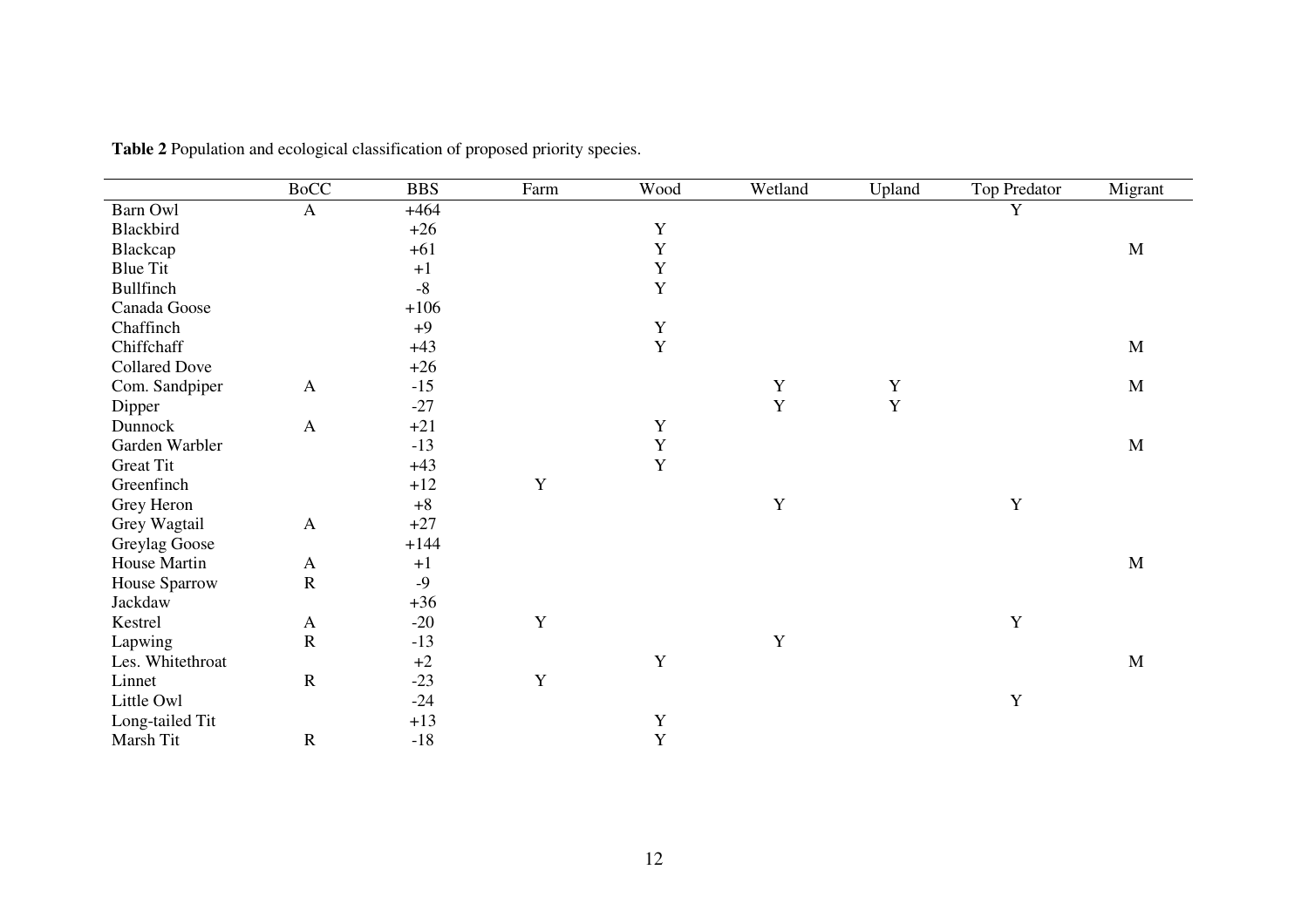**Table 2** Population and ecological classification of proposed priority species.

| | BoCC | BBS | Farm | Wood | Wetland | Upland | Top Predator | Migrant |
|---|---|---|---|---|---|---|---|---|
| Barn Owl | A | +464 | | | | | Y | |
| Blackbird | | +26 | | Y | | | | |
| Blackcap | | +61 | | Y | | | | M |
| Blue Tit | | +1 | | Y | | | | |
| Bullfinch | | -8 | | Y | | | | |
| Canada Goose | | +106 | | | | | | |
| Chaffinch | | +9 | | Y | | | | |
| Chiffchaff | | +43 | | Y | | | | M |
| Collared Dove | | +26 | | | | | | |
| Com. Sandpiper | A | -15 | | | Y | Y | | M |
| Dipper | | -27 | | | Y | Y | | |
| Dunnock | A | +21 | | Y | | | | |
| Garden Warbler | | -13 | | Y | | | | M |
| Great Tit | | +43 | | Y | | | | |
| Greenfinch | | +12 | Y | | | | | |
| Grey Heron | | +8 | | | Y | | Y | |
| Grey Wagtail | A | +27 | | | | | | |
| Greylag Goose | | +144 | | | | | | |
| House Martin | A | +1 | | | | | | M |
| House Sparrow | R | -9 | | | | | | |
| Jackdaw | | +36 | | | | | | |
| Kestrel | A | -20 | Y | | | | Y | |
| Lapwing | R | -13 | | | Y | | | |
| Les. Whitethroat | | +2 | | Y | | | | M |
| Linnet | R | -23 | Y | | | | | |
| Little Owl | | -24 | | | | | Y | |
| Long-tailed Tit | | +13 | | Y | | | | |
| Marsh Tit | R | -18 | | Y | | | | |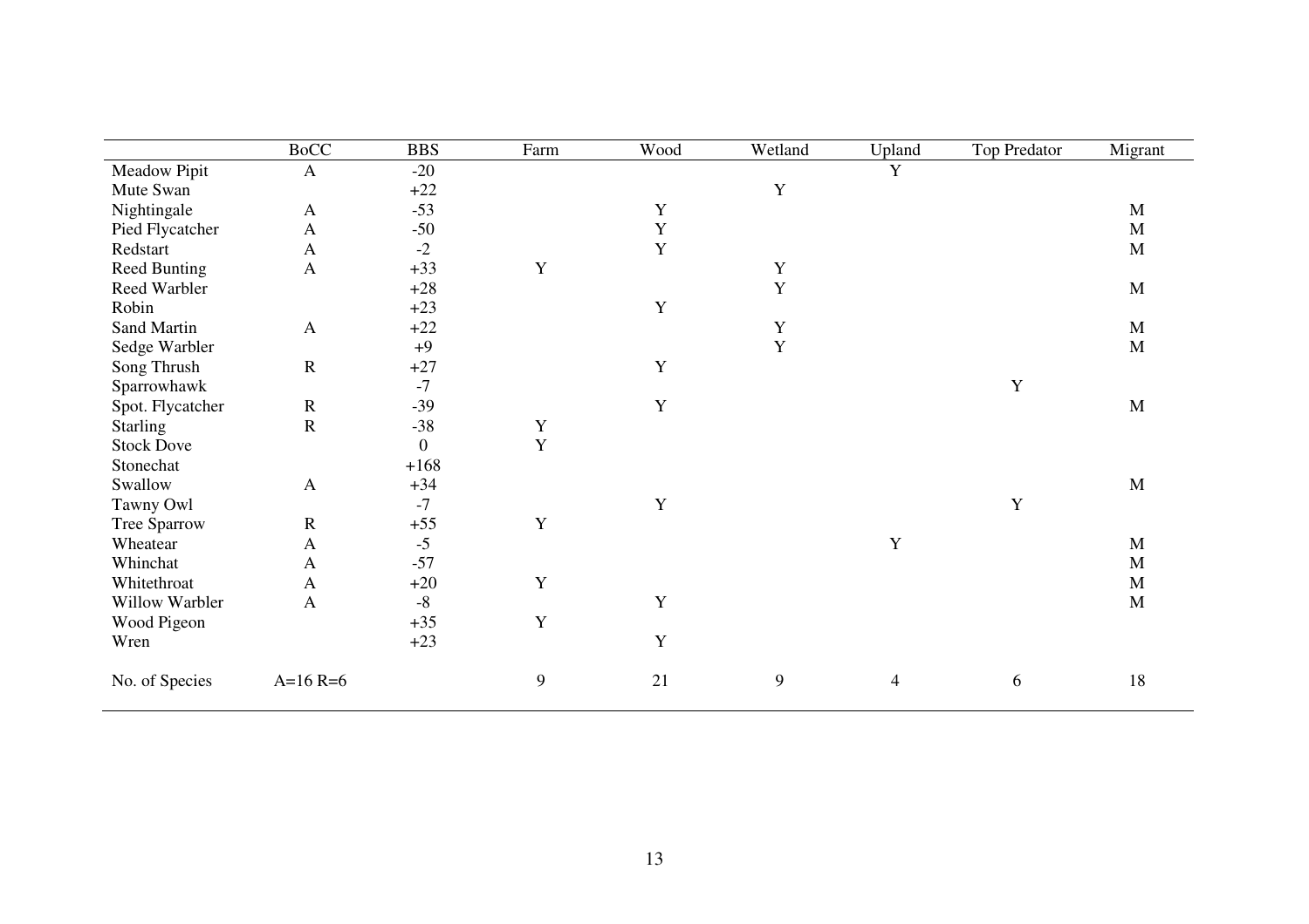| | BoCC | BBS | Farm | Wood | Wetland | Upland | Top Predator | Migrant |
|---|---|---|---|---|---|---|---|---|
| Meadow Pipit | A | -20 | | | | Y | | |
| Mute Swan | | +22 | | | Y | | | |
| Nightingale | A | -53 | | Y | | | | M |
| Pied Flycatcher | A | -50 | | Y | | | | M |
| Redstart | A | -2 | | Y | | | | M |
| Reed Bunting | A | +33 | Y | | Y | | | |
| Reed Warbler | | +28 | | | Y | | | M |
| Robin | | +23 | | Y | | | | |
| Sand Martin | A | +22 | | | Y | | | M |
| Sedge Warbler | | +9 | | | Y | | | M |
| Song Thrush | R | +27 | | Y | | | | |
| Sparrowhawk | | -7 | | | | | Y | |
| Spot. Flycatcher | R | -39 | | Y | | | | M |
| Starling | R | -38 | Y | | | | | |
| Stock Dove | | 0 | Y | | | | | |
| Stonechat | | +168 | | | | | | |
| Swallow | A | +34 | | | | | | M |
| Tawny Owl | | -7 | | Y | | | Y | |
| Tree Sparrow | R | +55 | Y | | | | | |
| Wheatear | A | -5 | | | | Y | | M |
| Whinchat | A | -57 | | | | | | M |
| Whitethroat | A | +20 | Y | | | | | M |
| Willow Warbler | A | -8 | | Y | | | | M |
| Wood Pigeon | | +35 | Y | | | | | |
| Wren | | +23 | | Y | | | | |
| No. of Species | A=16 R=6 | | 9 | 21 | 9 | 4 | 6 | 18 |